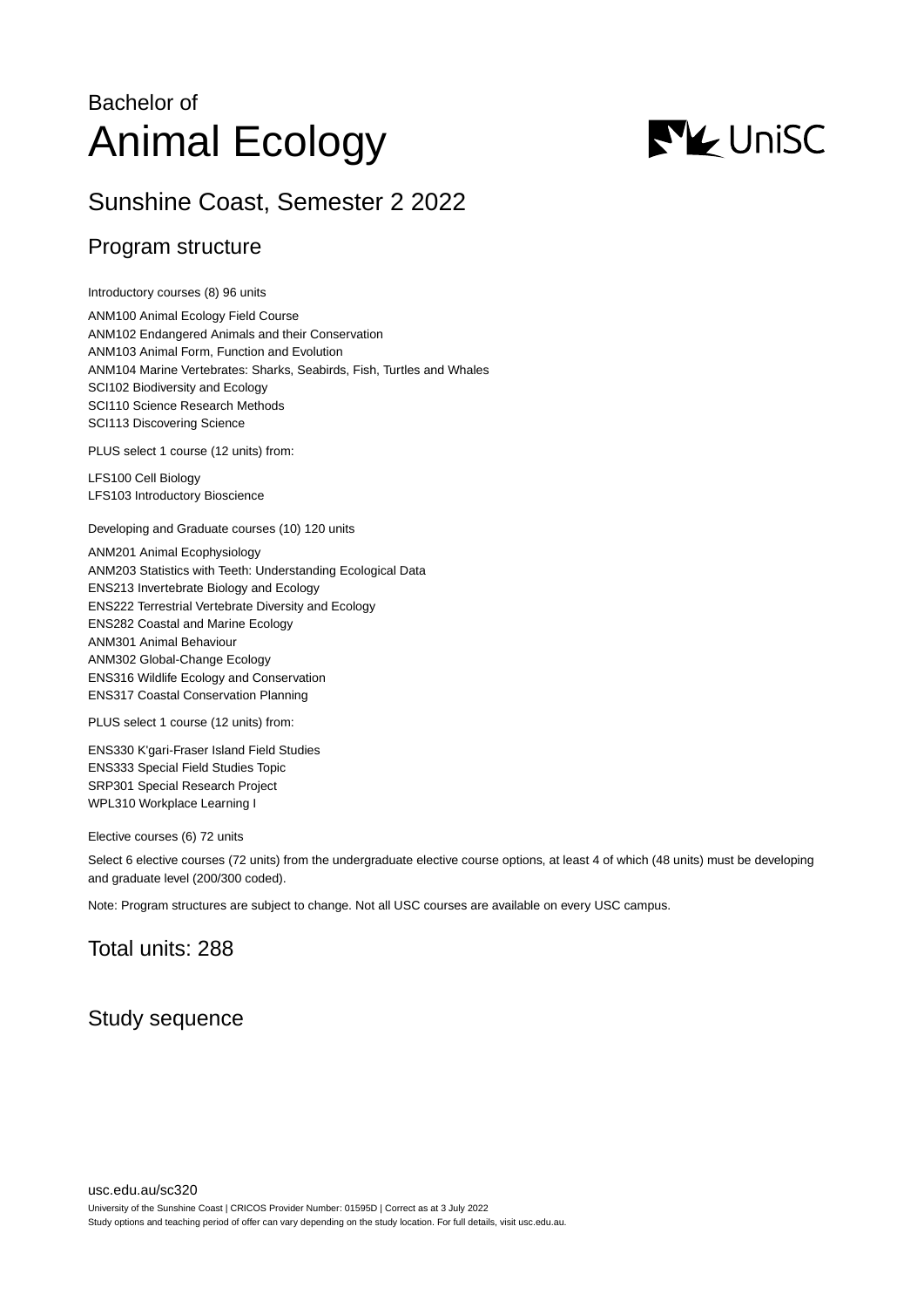# Bachelor of Animal Ecology

## Sunshine Coast, Semester 2 2022

### Program structure

Introductory courses (8) 96 units

ANM100 Animal Ecology Field Course
ANM102 Endangered Animals and their Conservation
ANM103 Animal Form, Function and Evolution
ANM104 Marine Vertebrates: Sharks, Seabirds, Fish, Turtles and Whales
SCI102 Biodiversity and Ecology
SCI110 Science Research Methods
SCI113 Discovering Science

PLUS select 1 course (12 units) from:

LFS100 Cell Biology
LFS103 Introductory Bioscience

Developing and Graduate courses (10) 120 units

ANM201 Animal Ecophysiology
ANM203 Statistics with Teeth: Understanding Ecological Data
ENS213 Invertebrate Biology and Ecology
ENS222 Terrestrial Vertebrate Diversity and Ecology
ENS282 Coastal and Marine Ecology
ANM301 Animal Behaviour
ANM302 Global-Change Ecology
ENS316 Wildlife Ecology and Conservation
ENS317 Coastal Conservation Planning

PLUS select 1 course (12 units) from:

ENS330 K'gari-Fraser Island Field Studies
ENS333 Special Field Studies Topic
SRP301 Special Research Project
WPL310 Workplace Learning I

Elective courses (6) 72 units

Select 6 elective courses (72 units) from the undergraduate elective course options, at least 4 of which (48 units) must be developing and graduate level (200/300 coded).

Note: Program structures are subject to change. Not all USC courses are available on every USC campus.

### Total units: 288

### Study sequence

usc.edu.au/sc320

University of the Sunshine Coast | CRICOS Provider Number: 01595D | Correct as at 3 July 2022
Study options and teaching period of offer can vary depending on the study location. For full details, visit usc.edu.au.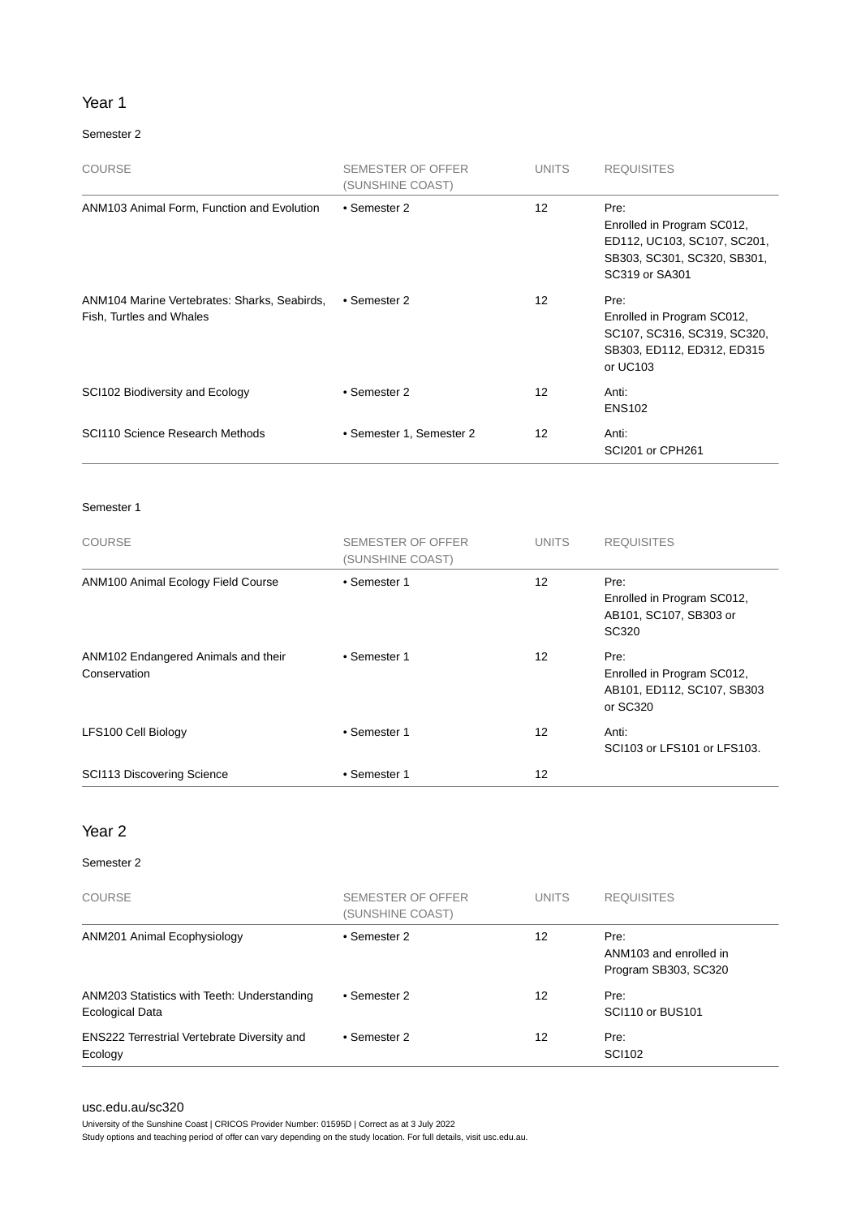## Year 1

### Semester 2

| COURSE | SEMESTER OF OFFER (SUNSHINE COAST) | UNITS | REQUISITES |
|---|---|---|---|
| ANM103 Animal Form, Function and Evolution | • Semester 2 | 12 | Pre: Enrolled in Program SC012, ED112, UC103, SC107, SC201, SB303, SC301, SC320, SB301, SC319 or SA301 |
| ANM104 Marine Vertebrates: Sharks, Seabirds, Fish, Turtles and Whales | • Semester 2 | 12 | Pre: Enrolled in Program SC012, SC107, SC316, SC319, SC320, SB303, ED112, ED312, ED315 or UC103 |
| SCI102 Biodiversity and Ecology | • Semester 2 | 12 | Anti: ENS102 |
| SCI110 Science Research Methods | • Semester 1, Semester 2 | 12 | Anti: SCI201 or CPH261 |

### Semester 1

| COURSE | SEMESTER OF OFFER (SUNSHINE COAST) | UNITS | REQUISITES |
|---|---|---|---|
| ANM100 Animal Ecology Field Course | • Semester 1 | 12 | Pre: Enrolled in Program SC012, AB101, SC107, SB303 or SC320 |
| ANM102 Endangered Animals and their Conservation | • Semester 1 | 12 | Pre: Enrolled in Program SC012, AB101, ED112, SC107, SB303 or SC320 |
| LFS100 Cell Biology | • Semester 1 | 12 | Anti: SCI103 or LFS101 or LFS103. |
| SCI113 Discovering Science | • Semester 1 | 12 | |

## Year 2

### Semester 2

| COURSE | SEMESTER OF OFFER (SUNSHINE COAST) | UNITS | REQUISITES |
|---|---|---|---|
| ANM201 Animal Ecophysiology | • Semester 2 | 12 | Pre: ANM103 and enrolled in Program SB303, SC320 |
| ANM203 Statistics with Teeth: Understanding Ecological Data | • Semester 2 | 12 | Pre: SCI110 or BUS101 |
| ENS222 Terrestrial Vertebrate Diversity and Ecology | • Semester 2 | 12 | Pre: SCI102 |

usc.edu.au/sc320

University of the Sunshine Coast | CRICOS Provider Number: 01595D | Correct as at 3 July 2022
Study options and teaching period of offer can vary depending on the study location. For full details, visit usc.edu.au.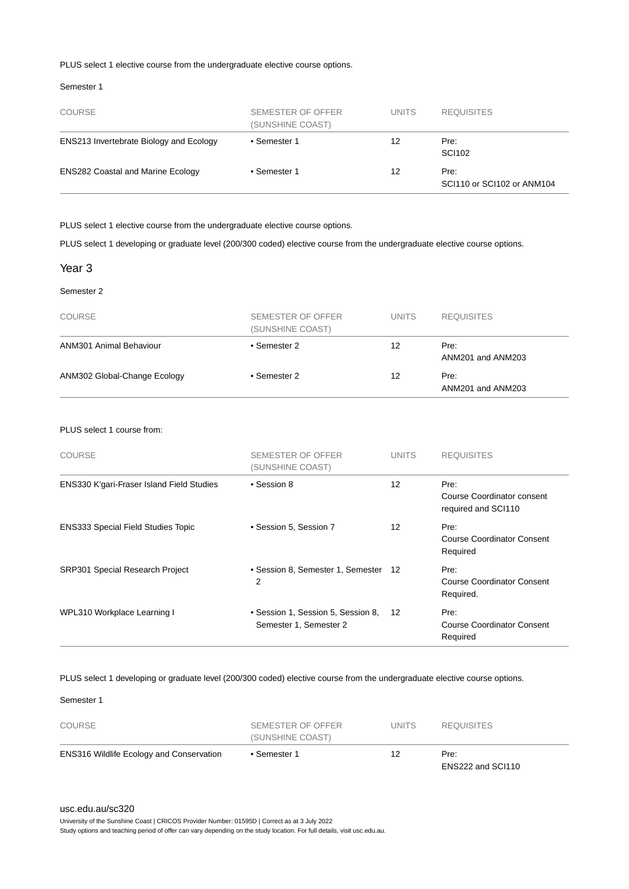PLUS select 1 elective course from the undergraduate elective course options.

Semester 1

| COURSE | SEMESTER OF OFFER (SUNSHINE COAST) | UNITS | REQUISITES |
|---|---|---|---|
| ENS213 Invertebrate Biology and Ecology | • Semester 1 | 12 | Pre: SCI102 |
| ENS282 Coastal and Marine Ecology | • Semester 1 | 12 | Pre: SCI110 or SCI102 or ANM104 |

PLUS select 1 elective course from the undergraduate elective course options.

PLUS select 1 developing or graduate level (200/300 coded) elective course from the undergraduate elective course options.

## Year 3

Semester 2

| COURSE | SEMESTER OF OFFER (SUNSHINE COAST) | UNITS | REQUISITES |
|---|---|---|---|
| ANM301 Animal Behaviour | • Semester 2 | 12 | Pre: ANM201 and ANM203 |
| ANM302 Global-Change Ecology | • Semester 2 | 12 | Pre: ANM201 and ANM203 |

PLUS select 1 course from:

| COURSE | SEMESTER OF OFFER (SUNSHINE COAST) | UNITS | REQUISITES |
|---|---|---|---|
| ENS330 K'gari-Fraser Island Field Studies | • Session 8 | 12 | Pre: Course Coordinator consent required and SCI110 |
| ENS333 Special Field Studies Topic | • Session 5, Session 7 | 12 | Pre: Course Coordinator Consent Required |
| SRP301 Special Research Project | • Session 8, Semester 1, Semester 2 | 12 | Pre: Course Coordinator Consent Required. |
| WPL310 Workplace Learning I | • Session 1, Session 5, Session 8, Semester 1, Semester 2 | 12 | Pre: Course Coordinator Consent Required |

PLUS select 1 developing or graduate level (200/300 coded) elective course from the undergraduate elective course options.

Semester 1

| COURSE | SEMESTER OF OFFER (SUNSHINE COAST) | UNITS | REQUISITES |
|---|---|---|---|
| ENS316 Wildlife Ecology and Conservation | • Semester 1 | 12 | Pre: ENS222 and SCI110 |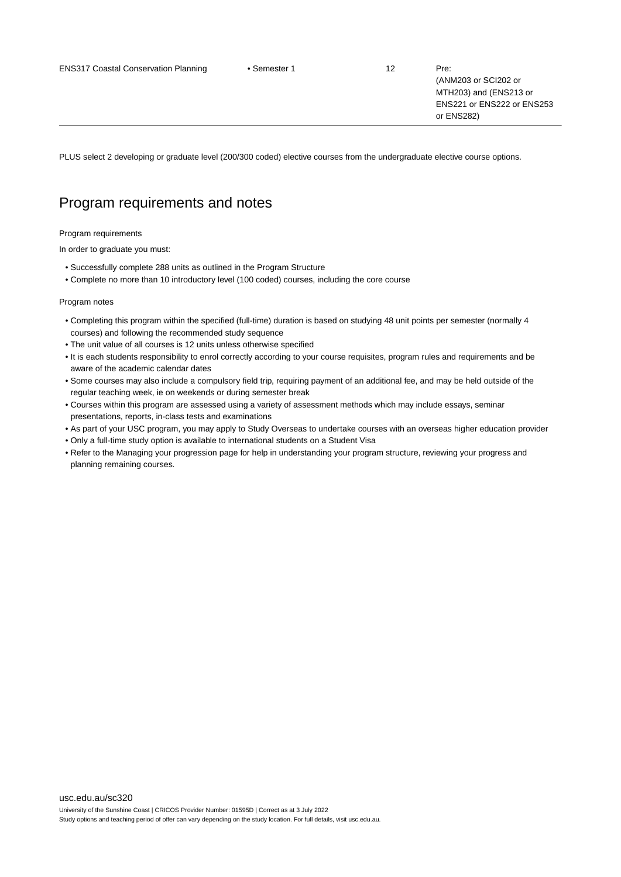| | | | |
|---|---|---|---|
| ENS317 Coastal Conservation Planning | • Semester 1 | 12 | Pre: (ANM203 or SCI202 or MTH203) and (ENS213 or ENS221 or ENS222 or ENS253 or ENS282) |

PLUS select 2 developing or graduate level (200/300 coded) elective courses from the undergraduate elective course options.

## Program requirements and notes

Program requirements

In order to graduate you must:

- Successfully complete 288 units as outlined in the Program Structure
- Complete no more than 10 introductory level (100 coded) courses, including the core course

Program notes

- Completing this program within the specified (full-time) duration is based on studying 48 unit points per semester (normally 4 courses) and following the recommended study sequence
- The unit value of all courses is 12 units unless otherwise specified
- It is each students responsibility to enrol correctly according to your course requisites, program rules and requirements and be aware of the academic calendar dates
- Some courses may also include a compulsory field trip, requiring payment of an additional fee, and may be held outside of the regular teaching week, ie on weekends or during semester break
- Courses within this program are assessed using a variety of assessment methods which may include essays, seminar presentations, reports, in-class tests and examinations
- As part of your USC program, you may apply to Study Overseas to undertake courses with an overseas higher education provider
- Only a full-time study option is available to international students on a Student Visa
- Refer to the Managing your progression page for help in understanding your program structure, reviewing your progress and planning remaining courses.